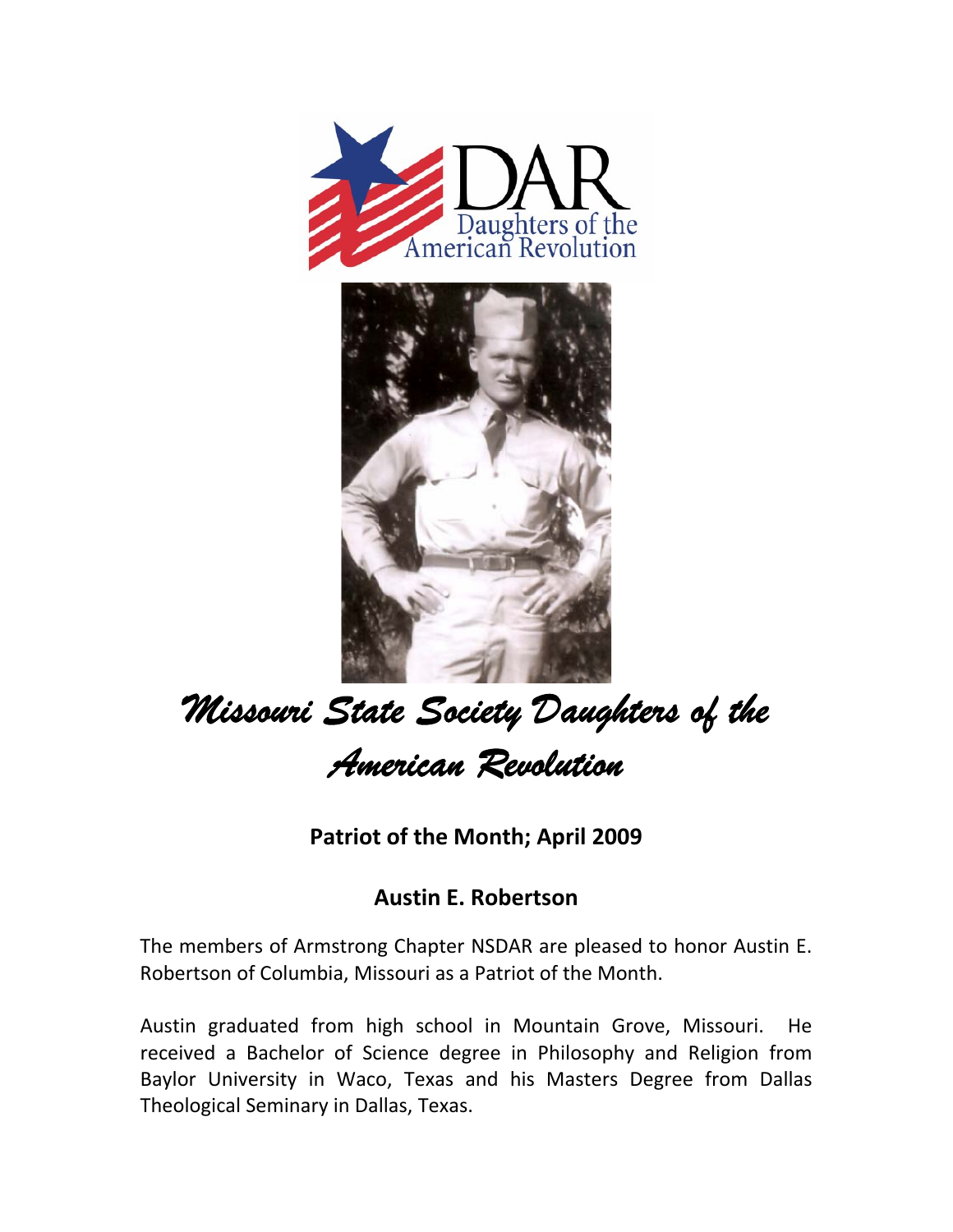DAR
Daughters of the American Revolution

# *Missouri State Society Daughters of the American Revolution*

## Patriot of the Month; April 2009

## Austin E. Robertson

The members of Armstrong Chapter NSDAR are pleased to honor Austin E. Robertson of Columbia, Missouri as a Patriot of the Month.

Austin graduated from high school in Mountain Grove, Missouri. He received a Bachelor of Science degree in Philosophy and Religion from Baylor University in Waco, Texas and his Masters Degree from Dallas Theological Seminary in Dallas, Texas.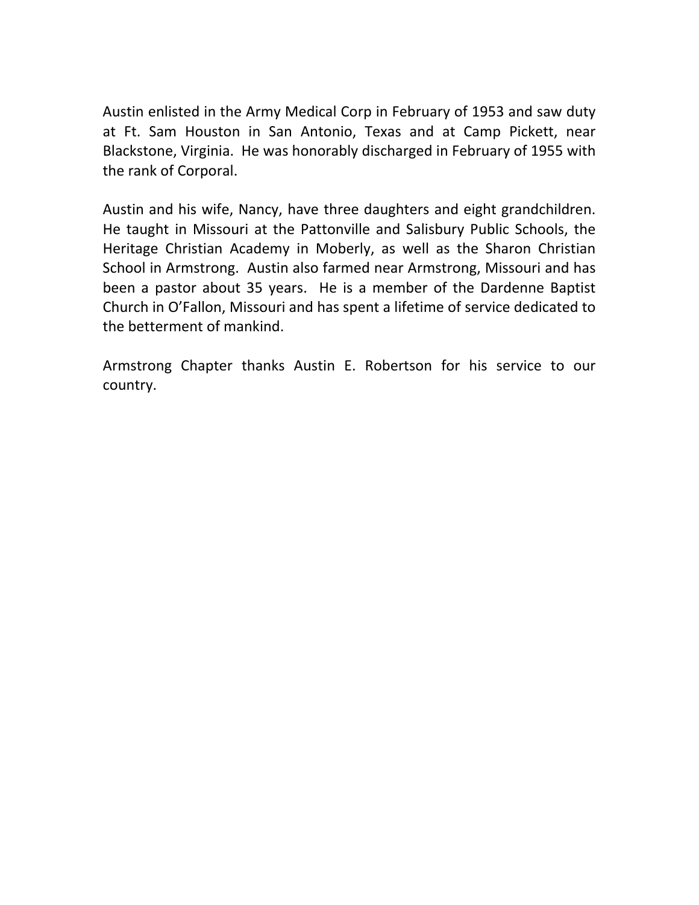Austin enlisted in the Army Medical Corp in February of 1953 and saw duty at Ft. Sam Houston in San Antonio, Texas and at Camp Pickett, near Blackstone, Virginia. He was honorably discharged in February of 1955 with the rank of Corporal.

Austin and his wife, Nancy, have three daughters and eight grandchildren. He taught in Missouri at the Pattonville and Salisbury Public Schools, the Heritage Christian Academy in Moberly, as well as the Sharon Christian School in Armstrong. Austin also farmed near Armstrong, Missouri and has been a pastor about 35 years. He is a member of the Dardenne Baptist Church in O'Fallon, Missouri and has spent a lifetime of service dedicated to the betterment of mankind.

Armstrong Chapter thanks Austin E. Robertson for his service to our country.